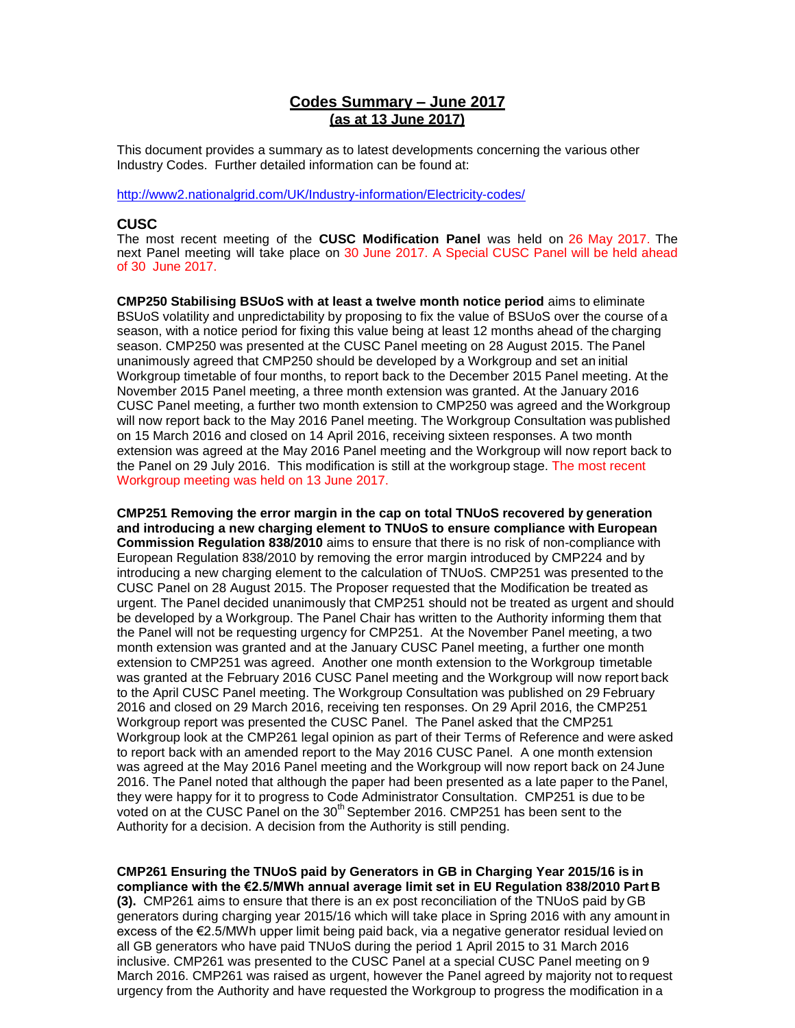# Codes Summary – June 2017
## (as at 13 June 2017)

This document provides a summary as to latest developments concerning the various other Industry Codes. Further detailed information can be found at:

http://www2.nationalgrid.com/UK/Industry-information/Electricity-codes/

## CUSC

The most recent meeting of the **CUSC Modification Panel** was held on 26 May 2017. The next Panel meeting will take place on 30 June 2017. A Special CUSC Panel will be held ahead of 30 June 2017.

**CMP250 Stabilising BSUoS with at least a twelve month notice period** aims to eliminate BSUoS volatility and unpredictability by proposing to fix the value of BSUoS over the course of a season, with a notice period for fixing this value being at least 12 months ahead of the charging season. CMP250 was presented at the CUSC Panel meeting on 28 August 2015. The Panel unanimously agreed that CMP250 should be developed by a Workgroup and set an initial Workgroup timetable of four months, to report back to the December 2015 Panel meeting. At the November 2015 Panel meeting, a three month extension was granted. At the January 2016 CUSC Panel meeting, a further two month extension to CMP250 was agreed and the Workgroup will now report back to the May 2016 Panel meeting. The Workgroup Consultation was published on 15 March 2016 and closed on 14 April 2016, receiving sixteen responses. A two month extension was agreed at the May 2016 Panel meeting and the Workgroup will now report back to the Panel on 29 July 2016. This modification is still at the workgroup stage. The most recent Workgroup meeting was held on 13 June 2017.

**CMP251 Removing the error margin in the cap on total TNUoS recovered by generation and introducing a new charging element to TNUoS to ensure compliance with European Commission Regulation 838/2010** aims to ensure that there is no risk of non-compliance with European Regulation 838/2010 by removing the error margin introduced by CMP224 and by introducing a new charging element to the calculation of TNUoS. CMP251 was presented to the CUSC Panel on 28 August 2015. The Proposer requested that the Modification be treated as urgent. The Panel decided unanimously that CMP251 should not be treated as urgent and should be developed by a Workgroup. The Panel Chair has written to the Authority informing them that the Panel will not be requesting urgency for CMP251. At the November Panel meeting, a two month extension was granted and at the January CUSC Panel meeting, a further one month extension to CMP251 was agreed. Another one month extension to the Workgroup timetable was granted at the February 2016 CUSC Panel meeting and the Workgroup will now report back to the April CUSC Panel meeting. The Workgroup Consultation was published on 29 February 2016 and closed on 29 March 2016, receiving ten responses. On 29 April 2016, the CMP251 Workgroup report was presented the CUSC Panel. The Panel asked that the CMP251 Workgroup look at the CMP261 legal opinion as part of their Terms of Reference and were asked to report back with an amended report to the May 2016 CUSC Panel. A one month extension was agreed at the May 2016 Panel meeting and the Workgroup will now report back on 24 June 2016. The Panel noted that although the paper had been presented as a late paper to the Panel, they were happy for it to progress to Code Administrator Consultation. CMP251 is due to be voted on at the CUSC Panel on the 30th September 2016. CMP251 has been sent to the Authority for a decision. A decision from the Authority is still pending.

**CMP261 Ensuring the TNUoS paid by Generators in GB in Charging Year 2015/16 is in compliance with the €2.5/MWh annual average limit set in EU Regulation 838/2010 Part B (3).** CMP261 aims to ensure that there is an ex post reconciliation of the TNUoS paid by GB generators during charging year 2015/16 which will take place in Spring 2016 with any amount in excess of the €2.5/MWh upper limit being paid back, via a negative generator residual levied on all GB generators who have paid TNUoS during the period 1 April 2015 to 31 March 2016 inclusive. CMP261 was presented to the CUSC Panel at a special CUSC Panel meeting on 9 March 2016. CMP261 was raised as urgent, however the Panel agreed by majority not to request urgency from the Authority and have requested the Workgroup to progress the modification in a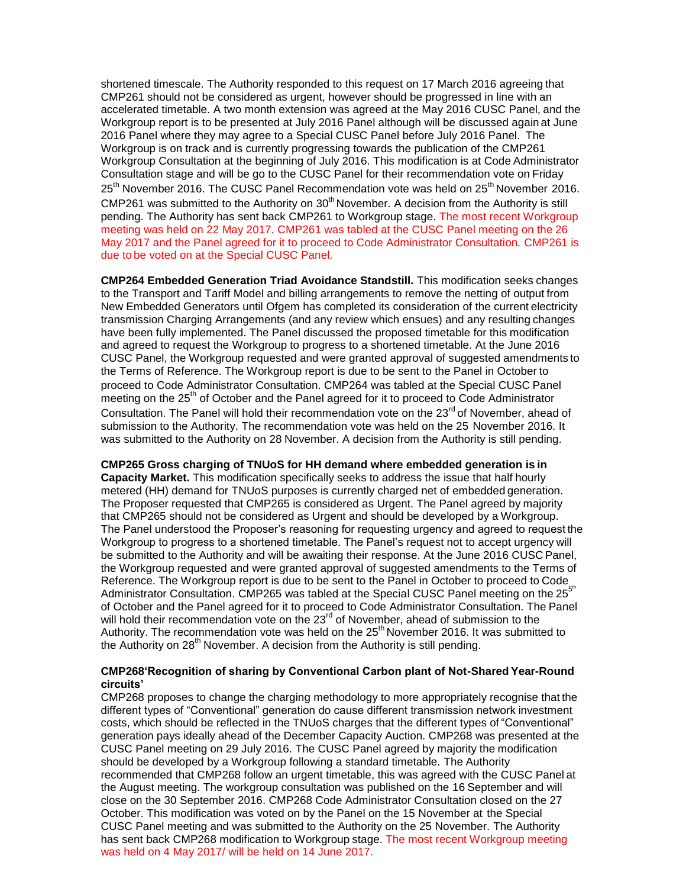shortened timescale. The Authority responded to this request on 17 March 2016 agreeing that CMP261 should not be considered as urgent, however should be progressed in line with an accelerated timetable. A two month extension was agreed at the May 2016 CUSC Panel, and the Workgroup report is to be presented at July 2016 Panel although will be discussed again at June 2016 Panel where they may agree to a Special CUSC Panel before July 2016 Panel. The Workgroup is on track and is currently progressing towards the publication of the CMP261 Workgroup Consultation at the beginning of July 2016. This modification is at Code Administrator Consultation stage and will be go to the CUSC Panel for their recommendation vote on Friday 25th November 2016. The CUSC Panel Recommendation vote was held on 25th November 2016. CMP261 was submitted to the Authority on 30th November. A decision from the Authority is still pending. The Authority has sent back CMP261 to Workgroup stage. The most recent Workgroup meeting was held on 22 May 2017. CMP261 was tabled at the CUSC Panel meeting on the 26 May 2017 and the Panel agreed for it to proceed to Code Administrator Consultation. CMP261 is due to be voted on at the Special CUSC Panel.

**CMP264 Embedded Generation Triad Avoidance Standstill.** This modification seeks changes to the Transport and Tariff Model and billing arrangements to remove the netting of output from New Embedded Generators until Ofgem has completed its consideration of the current electricity transmission Charging Arrangements (and any review which ensues) and any resulting changes have been fully implemented. The Panel discussed the proposed timetable for this modification and agreed to request the Workgroup to progress to a shortened timetable. At the June 2016 CUSC Panel, the Workgroup requested and were granted approval of suggested amendments to the Terms of Reference. The Workgroup report is due to be sent to the Panel in October to proceed to Code Administrator Consultation. CMP264 was tabled at the Special CUSC Panel meeting on the 25th of October and the Panel agreed for it to proceed to Code Administrator Consultation. The Panel will hold their recommendation vote on the 23rd of November, ahead of submission to the Authority. The recommendation vote was held on the 25 November 2016. It was submitted to the Authority on 28 November. A decision from the Authority is still pending.

**CMP265 Gross charging of TNUoS for HH demand where embedded generation is in Capacity Market.** This modification specifically seeks to address the issue that half hourly metered (HH) demand for TNUoS purposes is currently charged net of embedded generation. The Proposer requested that CMP265 is considered as Urgent. The Panel agreed by majority that CMP265 should not be considered as Urgent and should be developed by a Workgroup. The Panel understood the Proposer's reasoning for requesting urgency and agreed to request the Workgroup to progress to a shortened timetable. The Panel's request not to accept urgency will be submitted to the Authority and will be awaiting their response. At the June 2016 CUSC Panel, the Workgroup requested and were granted approval of suggested amendments to the Terms of Reference. The Workgroup report is due to be sent to the Panel in October to proceed to Code Administrator Consultation. CMP265 was tabled at the Special CUSC Panel meeting on the 25th of October and the Panel agreed for it to proceed to Code Administrator Consultation. The Panel will hold their recommendation vote on the 23rd of November, ahead of submission to the Authority. The recommendation vote was held on the 25th November 2016. It was submitted to the Authority on 28th November. A decision from the Authority is still pending.

**CMP268'Recognition of sharing by Conventional Carbon plant of Not-Shared Year-Round circuits'**

CMP268 proposes to change the charging methodology to more appropriately recognise that the different types of "Conventional" generation do cause different transmission network investment costs, which should be reflected in the TNUoS charges that the different types of "Conventional" generation pays ideally ahead of the December Capacity Auction. CMP268 was presented at the CUSC Panel meeting on 29 July 2016. The CUSC Panel agreed by majority the modification should be developed by a Workgroup following a standard timetable. The Authority recommended that CMP268 follow an urgent timetable, this was agreed with the CUSC Panel at the August meeting. The workgroup consultation was published on the 16 September and will close on the 30 September 2016. CMP268 Code Administrator Consultation closed on the 27 October. This modification was voted on by the Panel on the 15 November at the Special CUSC Panel meeting and was submitted to the Authority on the 25 November. The Authority has sent back CMP268 modification to Workgroup stage. The most recent Workgroup meeting was held on 4 May 2017/ will be held on 14 June 2017.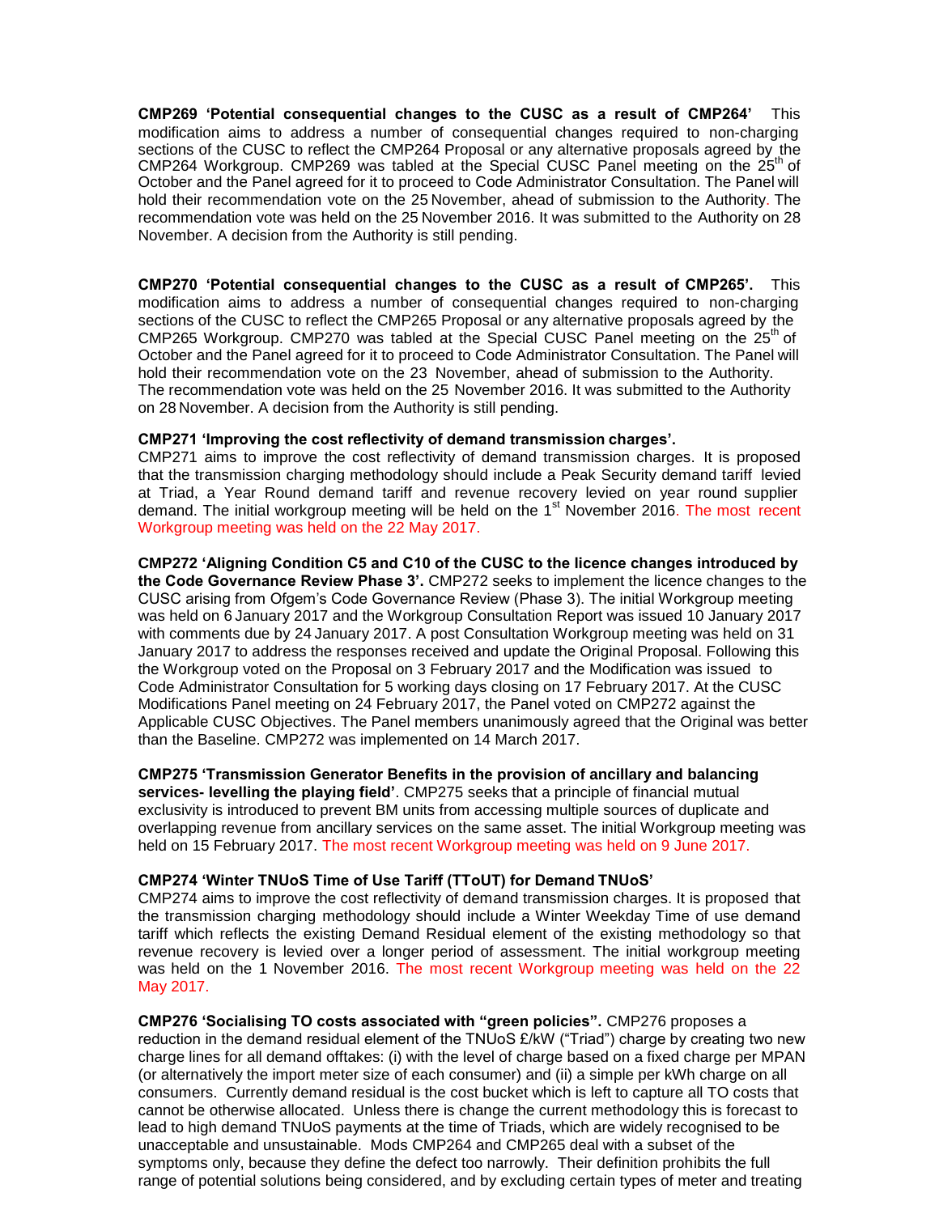**CMP269 'Potential consequential changes to the CUSC as a result of CMP264'** This modification aims to address a number of consequential changes required to non-charging sections of the CUSC to reflect the CMP264 Proposal or any alternative proposals agreed by the CMP264 Workgroup. CMP269 was tabled at the Special CUSC Panel meeting on the 25th of October and the Panel agreed for it to proceed to Code Administrator Consultation. The Panel will hold their recommendation vote on the 25 November, ahead of submission to the Authority. The recommendation vote was held on the 25 November 2016. It was submitted to the Authority on 28 November. A decision from the Authority is still pending.

**CMP270 'Potential consequential changes to the CUSC as a result of CMP265'.** This modification aims to address a number of consequential changes required to non-charging sections of the CUSC to reflect the CMP265 Proposal or any alternative proposals agreed by the CMP265 Workgroup. CMP270 was tabled at the Special CUSC Panel meeting on the 25th of October and the Panel agreed for it to proceed to Code Administrator Consultation. The Panel will hold their recommendation vote on the 23 November, ahead of submission to the Authority. The recommendation vote was held on the 25 November 2016. It was submitted to the Authority on 28 November. A decision from the Authority is still pending.

**CMP271 'Improving the cost reflectivity of demand transmission charges'.**
CMP271 aims to improve the cost reflectivity of demand transmission charges. It is proposed that the transmission charging methodology should include a Peak Security demand tariff levied at Triad, a Year Round demand tariff and revenue recovery levied on year round supplier demand. The initial workgroup meeting will be held on the 1st November 2016. The most recent Workgroup meeting was held on the 22 May 2017.

**CMP272 'Aligning Condition C5 and C10 of the CUSC to the licence changes introduced by the Code Governance Review Phase 3'.** CMP272 seeks to implement the licence changes to the CUSC arising from Ofgem's Code Governance Review (Phase 3). The initial Workgroup meeting was held on 6 January 2017 and the Workgroup Consultation Report was issued 10 January 2017 with comments due by 24 January 2017. A post Consultation Workgroup meeting was held on 31 January 2017 to address the responses received and update the Original Proposal. Following this the Workgroup voted on the Proposal on 3 February 2017 and the Modification was issued to Code Administrator Consultation for 5 working days closing on 17 February 2017. At the CUSC Modifications Panel meeting on 24 February 2017, the Panel voted on CMP272 against the Applicable CUSC Objectives. The Panel members unanimously agreed that the Original was better than the Baseline. CMP272 was implemented on 14 March 2017.

**CMP275 'Transmission Generator Benefits in the provision of ancillary and balancing services- levelling the playing field'**. CMP275 seeks that a principle of financial mutual exclusivity is introduced to prevent BM units from accessing multiple sources of duplicate and overlapping revenue from ancillary services on the same asset. The initial Workgroup meeting was held on 15 February 2017. The most recent Workgroup meeting was held on 9 June 2017.

**CMP274 'Winter TNUoS Time of Use Tariff (TToUT) for Demand TNUoS'**
CMP274 aims to improve the cost reflectivity of demand transmission charges. It is proposed that the transmission charging methodology should include a Winter Weekday Time of use demand tariff which reflects the existing Demand Residual element of the existing methodology so that revenue recovery is levied over a longer period of assessment. The initial workgroup meeting was held on the 1 November 2016. The most recent Workgroup meeting was held on the 22 May 2017.

**CMP276 'Socialising TO costs associated with "green policies".** CMP276 proposes a reduction in the demand residual element of the TNUoS £/kW ("Triad") charge by creating two new charge lines for all demand offtakes: (i) with the level of charge based on a fixed charge per MPAN (or alternatively the import meter size of each consumer) and (ii) a simple per kWh charge on all consumers. Currently demand residual is the cost bucket which is left to capture all TO costs that cannot be otherwise allocated. Unless there is change the current methodology this is forecast to lead to high demand TNUoS payments at the time of Triads, which are widely recognised to be unacceptable and unsustainable. Mods CMP264 and CMP265 deal with a subset of the symptoms only, because they define the defect too narrowly. Their definition prohibits the full range of potential solutions being considered, and by excluding certain types of meter and treating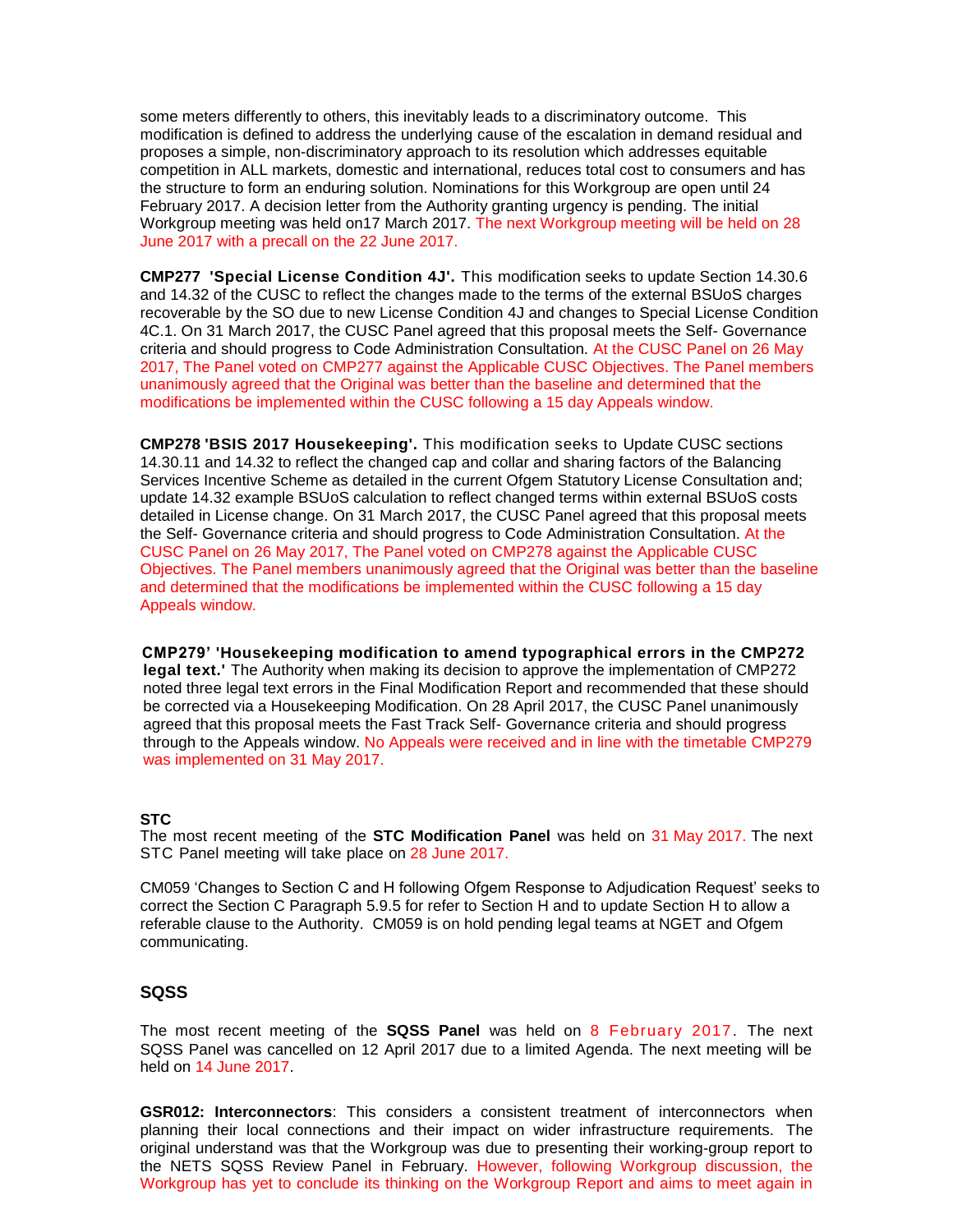some meters differently to others, this inevitably leads to a discriminatory outcome. This modification is defined to address the underlying cause of the escalation in demand residual and proposes a simple, non-discriminatory approach to its resolution which addresses equitable competition in ALL markets, domestic and international, reduces total cost to consumers and has the structure to form an enduring solution. Nominations for this Workgroup are open until 24 February 2017. A decision letter from the Authority granting urgency is pending. The initial Workgroup meeting was held on17 March 2017. The next Workgroup meeting will be held on 28 June 2017 with a precall on the 22 June 2017.

**CMP277 'Special License Condition 4J'.** This modification seeks to update Section 14.30.6 and 14.32 of the CUSC to reflect the changes made to the terms of the external BSUoS charges recoverable by the SO due to new License Condition 4J and changes to Special License Condition 4C.1. On 31 March 2017, the CUSC Panel agreed that this proposal meets the Self- Governance criteria and should progress to Code Administration Consultation. At the CUSC Panel on 26 May 2017, The Panel voted on CMP277 against the Applicable CUSC Objectives. The Panel members unanimously agreed that the Original was better than the baseline and determined that the modifications be implemented within the CUSC following a 15 day Appeals window.

**CMP278 'BSIS 2017 Housekeeping'.** This modification seeks to Update CUSC sections 14.30.11 and 14.32 to reflect the changed cap and collar and sharing factors of the Balancing Services Incentive Scheme as detailed in the current Ofgem Statutory License Consultation and; update 14.32 example BSUoS calculation to reflect changed terms within external BSUoS costs detailed in License change. On 31 March 2017, the CUSC Panel agreed that this proposal meets the Self- Governance criteria and should progress to Code Administration Consultation. At the CUSC Panel on 26 May 2017, The Panel voted on CMP278 against the Applicable CUSC Objectives. The Panel members unanimously agreed that the Original was better than the baseline and determined that the modifications be implemented within the CUSC following a 15 day Appeals window.

**CMP279' 'Housekeeping modification to amend typographical errors in the CMP272 legal text.'** The Authority when making its decision to approve the implementation of CMP272 noted three legal text errors in the Final Modification Report and recommended that these should be corrected via a Housekeeping Modification. On 28 April 2017, the CUSC Panel unanimously agreed that this proposal meets the Fast Track Self- Governance criteria and should progress through to the Appeals window. No Appeals were received and in line with the timetable CMP279 was implemented on 31 May 2017.

**STC**

The most recent meeting of the **STC Modification Panel** was held on 31 May 2017. The next STC Panel meeting will take place on 28 June 2017.

CM059 'Changes to Section C and H following Ofgem Response to Adjudication Request' seeks to correct the Section C Paragraph 5.9.5 for refer to Section H and to update Section H to allow a referable clause to the Authority. CM059 is on hold pending legal teams at NGET and Ofgem communicating.

## SQSS

The most recent meeting of the **SQSS Panel** was held on 8 February 2017. The next SQSS Panel was cancelled on 12 April 2017 due to a limited Agenda. The next meeting will be held on 14 June 2017.

**GSR012: Interconnectors**: This considers a consistent treatment of interconnectors when planning their local connections and their impact on wider infrastructure requirements. The original understand was that the Workgroup was due to presenting their working-group report to the NETS SQSS Review Panel in February. However, following Workgroup discussion, the Workgroup has yet to conclude its thinking on the Workgroup Report and aims to meet again in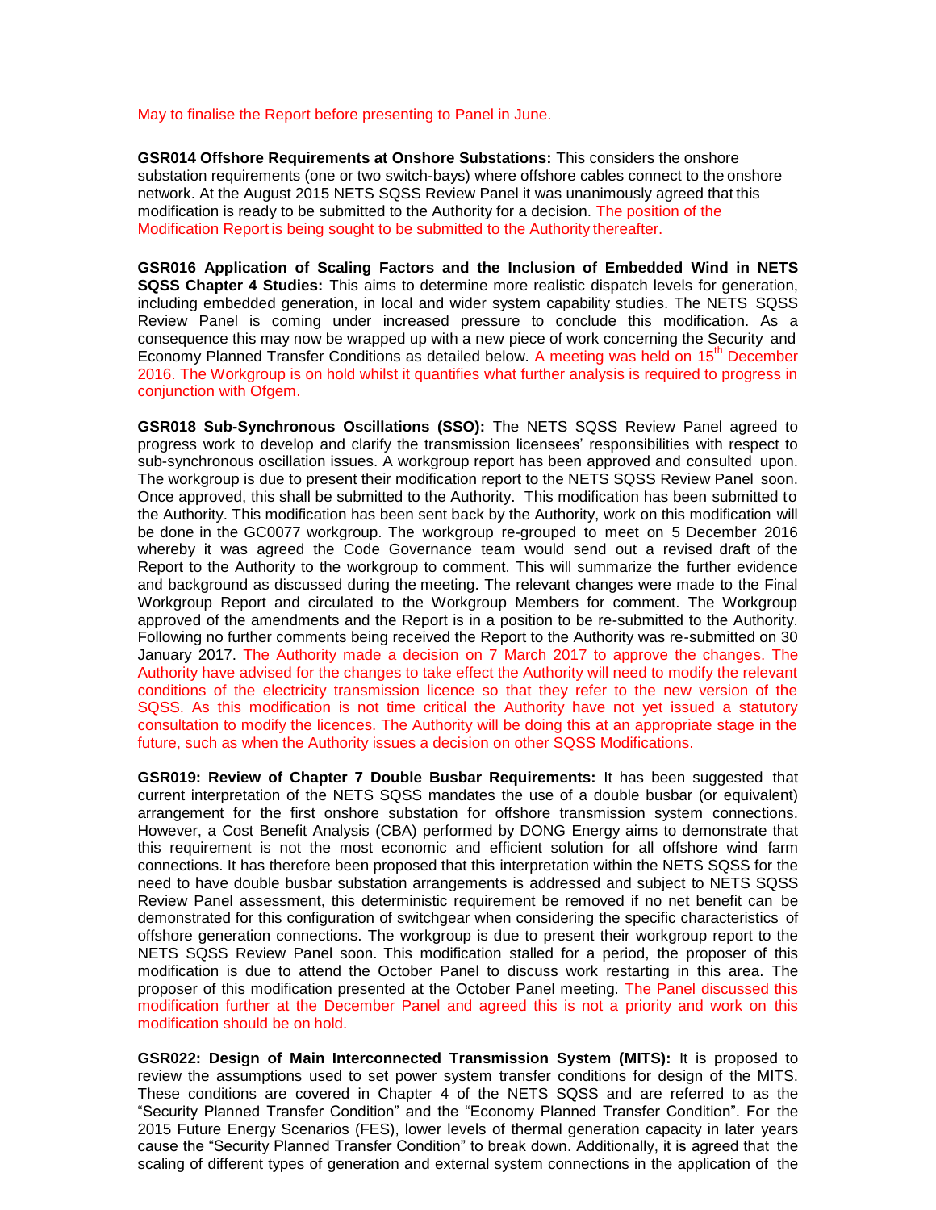May to finalise the Report before presenting to Panel in June.

**GSR014 Offshore Requirements at Onshore Substations:** This considers the onshore substation requirements (one or two switch-bays) where offshore cables connect to the onshore network. At the August 2015 NETS SQSS Review Panel it was unanimously agreed that this modification is ready to be submitted to the Authority for a decision. The position of the Modification Report is being sought to be submitted to the Authority thereafter.

**GSR016 Application of Scaling Factors and the Inclusion of Embedded Wind in NETS SQSS Chapter 4 Studies:** This aims to determine more realistic dispatch levels for generation, including embedded generation, in local and wider system capability studies. The NETS SQSS Review Panel is coming under increased pressure to conclude this modification. As a consequence this may now be wrapped up with a new piece of work concerning the Security and Economy Planned Transfer Conditions as detailed below. A meeting was held on 15th December 2016. The Workgroup is on hold whilst it quantifies what further analysis is required to progress in conjunction with Ofgem.

**GSR018 Sub-Synchronous Oscillations (SSO):** The NETS SQSS Review Panel agreed to progress work to develop and clarify the transmission licensees' responsibilities with respect to sub-synchronous oscillation issues. A workgroup report has been approved and consulted upon. The workgroup is due to present their modification report to the NETS SQSS Review Panel soon. Once approved, this shall be submitted to the Authority. This modification has been submitted to the Authority. This modification has been sent back by the Authority, work on this modification will be done in the GC0077 workgroup. The workgroup re-grouped to meet on 5 December 2016 whereby it was agreed the Code Governance team would send out a revised draft of the Report to the Authority to the workgroup to comment. This will summarize the further evidence and background as discussed during the meeting. The relevant changes were made to the Final Workgroup Report and circulated to the Workgroup Members for comment. The Workgroup approved of the amendments and the Report is in a position to be re-submitted to the Authority. Following no further comments being received the Report to the Authority was re-submitted on 30 January 2017. The Authority made a decision on 7 March 2017 to approve the changes. The Authority have advised for the changes to take effect the Authority will need to modify the relevant conditions of the electricity transmission licence so that they refer to the new version of the SQSS. As this modification is not time critical the Authority have not yet issued a statutory consultation to modify the licences. The Authority will be doing this at an appropriate stage in the future, such as when the Authority issues a decision on other SQSS Modifications.

**GSR019: Review of Chapter 7 Double Busbar Requirements:** It has been suggested that current interpretation of the NETS SQSS mandates the use of a double busbar (or equivalent) arrangement for the first onshore substation for offshore transmission system connections. However, a Cost Benefit Analysis (CBA) performed by DONG Energy aims to demonstrate that this requirement is not the most economic and efficient solution for all offshore wind farm connections. It has therefore been proposed that this interpretation within the NETS SQSS for the need to have double busbar substation arrangements is addressed and subject to NETS SQSS Review Panel assessment, this deterministic requirement be removed if no net benefit can be demonstrated for this configuration of switchgear when considering the specific characteristics of offshore generation connections. The workgroup is due to present their workgroup report to the NETS SQSS Review Panel soon. This modification stalled for a period, the proposer of this modification is due to attend the October Panel to discuss work restarting in this area. The proposer of this modification presented at the October Panel meeting. The Panel discussed this modification further at the December Panel and agreed this is not a priority and work on this modification should be on hold.

**GSR022: Design of Main Interconnected Transmission System (MITS):** It is proposed to review the assumptions used to set power system transfer conditions for design of the MITS. These conditions are covered in Chapter 4 of the NETS SQSS and are referred to as the "Security Planned Transfer Condition" and the "Economy Planned Transfer Condition". For the 2015 Future Energy Scenarios (FES), lower levels of thermal generation capacity in later years cause the "Security Planned Transfer Condition" to break down. Additionally, it is agreed that the scaling of different types of generation and external system connections in the application of the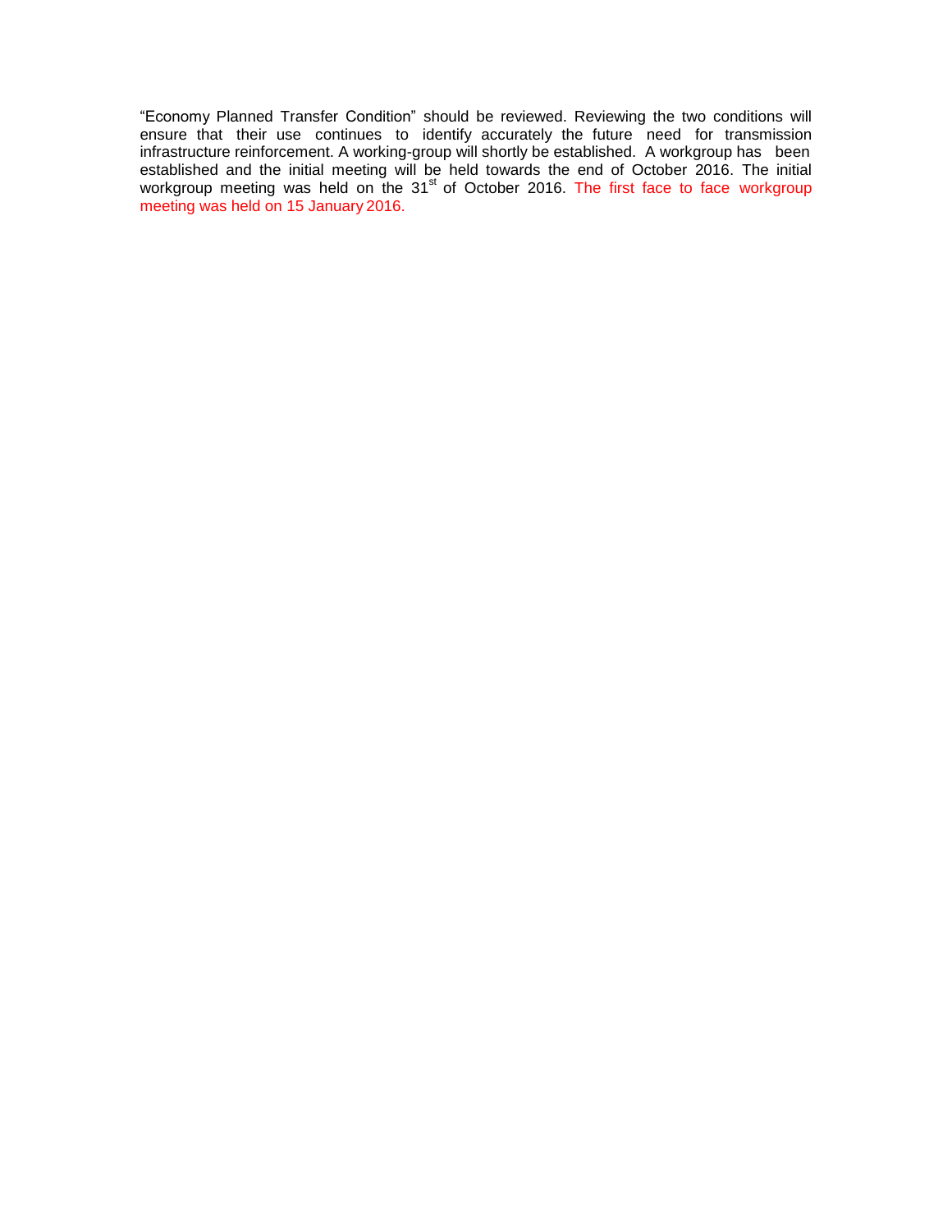"Economy Planned Transfer Condition" should be reviewed. Reviewing the two conditions will ensure that their use continues to identify accurately the future need for transmission infrastructure reinforcement. A working-group will shortly be established. A workgroup has been established and the initial meeting will be held towards the end of October 2016. The initial workgroup meeting was held on the 31st of October 2016. The first face to face workgroup meeting was held on 15 January 2016.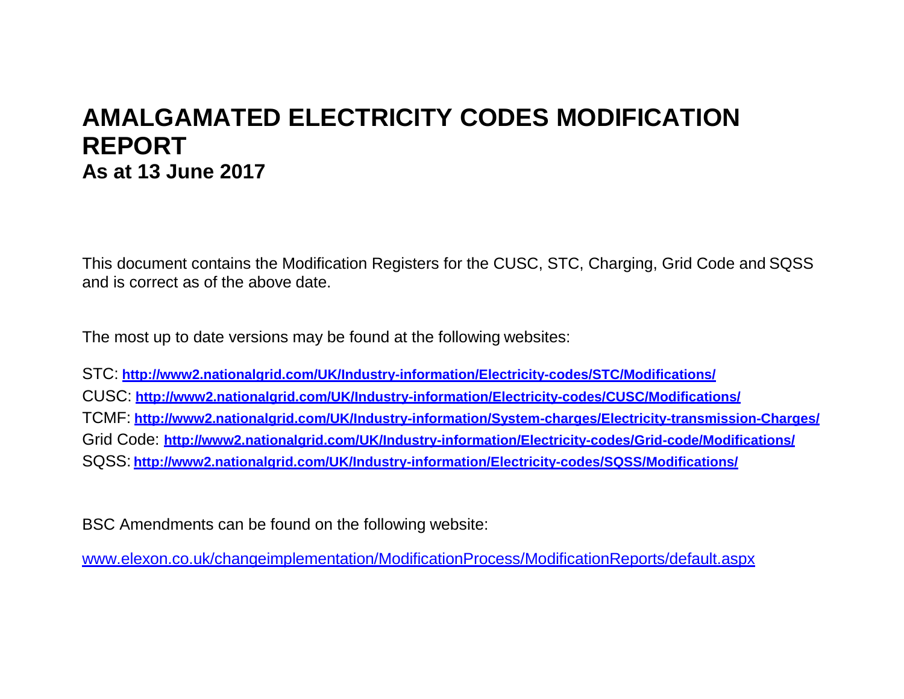# AMALGAMATED ELECTRICITY CODES MODIFICATION REPORT
## As at 13 June 2017

This document contains the Modification Registers for the CUSC, STC, Charging, Grid Code and SQSS and is correct as of the above date.

The most up to date versions may be found at the following websites:

STC: **http://www2.nationalgrid.com/UK/Industry-information/Electricity-codes/STC/Modifications/**
CUSC: **http://www2.nationalgrid.com/UK/Industry-information/Electricity-codes/CUSC/Modifications/**
TCMF: **http://www2.nationalgrid.com/UK/Industry-information/System-charges/Electricity-transmission-Charges/**
Grid Code: **http://www2.nationalgrid.com/UK/Industry-information/Electricity-codes/Grid-code/Modifications/**
SQSS: **http://www2.nationalgrid.com/UK/Industry-information/Electricity-codes/SQSS/Modifications/**

BSC Amendments can be found on the following website:

www.elexon.co.uk/changeimplementation/ModificationProcess/ModificationReports/default.aspx